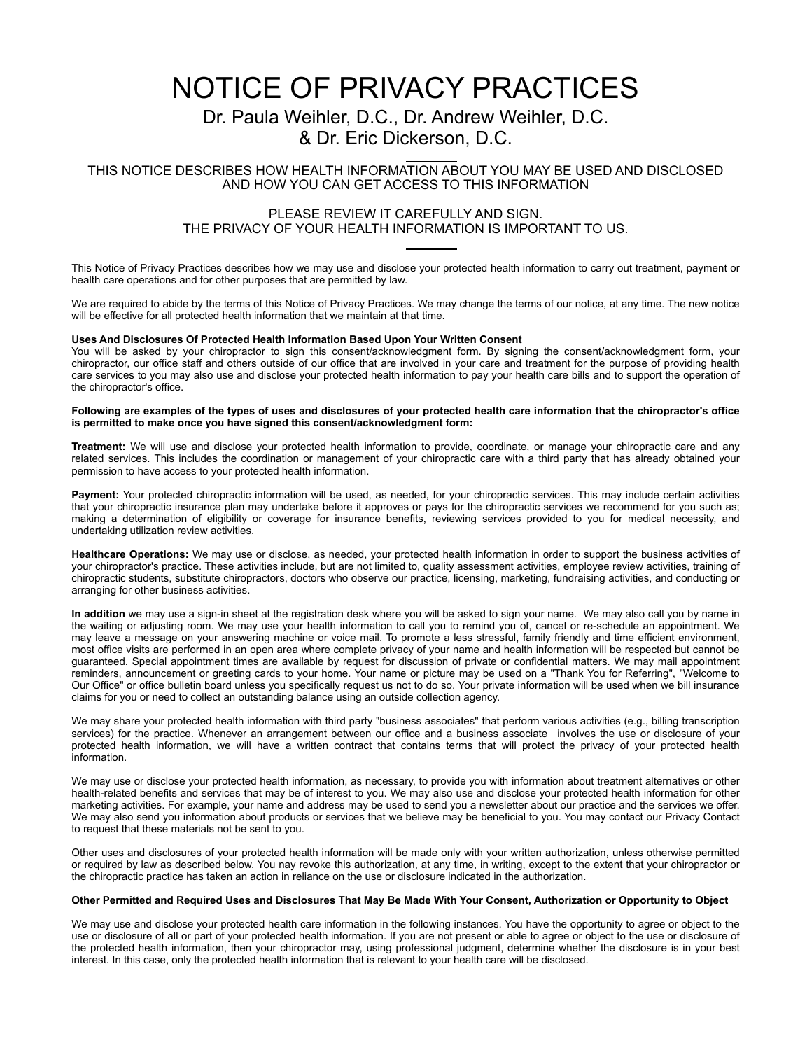# NOTICE OF PRIVACY PRACTICES

## Dr. Paula Weihler, D.C., Dr. Andrew Weihler, D.C. & Dr. Eric Dickerson, D.C.

---

THIS NOTICE DESCRIBES HOW HEALTH INFORMATION ABOUT YOU MAY BE USED AND DISCLOSED AND HOW YOU CAN GET ACCESS TO THIS INFORMATION

PLEASE REVIEW IT CAREFULLY AND SIGN.
THE PRIVACY OF YOUR HEALTH INFORMATION IS IMPORTANT TO US.

---

This Notice of Privacy Practices describes how we may use and disclose your protected health information to carry out treatment, payment or health care operations and for other purposes that are permitted by law.

We are required to abide by the terms of this Notice of Privacy Practices. We may change the terms of our notice, at any time. The new notice will be effective for all protected health information that we maintain at that time.

**Uses And Disclosures Of Protected Health Information Based Upon Your Written Consent**
You will be asked by your chiropractor to sign this consent/acknowledgment form. By signing the consent/acknowledgment form, your chiropractor, our office staff and others outside of our office that are involved in your care and treatment for the purpose of providing health care services to you may also use and disclose your protected health information to pay your health care bills and to support the operation of the chiropractor's office.

**Following are examples of the types of uses and disclosures of your protected health care information that the chiropractor's office is permitted to make once you have signed this consent/acknowledgment form:**

**Treatment:** We will use and disclose your protected health information to provide, coordinate, or manage your chiropractic care and any related services. This includes the coordination or management of your chiropractic care with a third party that has already obtained your permission to have access to your protected health information.

**Payment:** Your protected chiropractic information will be used, as needed, for your chiropractic services. This may include certain activities that your chiropractic insurance plan may undertake before it approves or pays for the chiropractic services we recommend for you such as; making a determination of eligibility or coverage for insurance benefits, reviewing services provided to you for medical necessity, and undertaking utilization review activities.

**Healthcare Operations:** We may use or disclose, as needed, your protected health information in order to support the business activities of your chiropractor's practice. These activities include, but are not limited to, quality assessment activities, employee review activities, training of chiropractic students, substitute chiropractors, doctors who observe our practice, licensing, marketing, fundraising activities, and conducting or arranging for other business activities.

**In addition** we may use a sign-in sheet at the registration desk where you will be asked to sign your name. We may also call you by name in the waiting or adjusting room. We may use your health information to call you to remind you of, cancel or re-schedule an appointment. We may leave a message on your answering machine or voice mail. To promote a less stressful, family friendly and time efficient environment, most office visits are performed in an open area where complete privacy of your name and health information will be respected but cannot be guaranteed. Special appointment times are available by request for discussion of private or confidential matters. We may mail appointment reminders, announcement or greeting cards to your home. Your name or picture may be used on a "Thank You for Referring", "Welcome to Our Office" or office bulletin board unless you specifically request us not to do so. Your private information will be used when we bill insurance claims for you or need to collect an outstanding balance using an outside collection agency.

We may share your protected health information with third party "business associates" that perform various activities (e.g., billing transcription services) for the practice. Whenever an arrangement between our office and a business associate involves the use or disclosure of your protected health information, we will have a written contract that contains terms that will protect the privacy of your protected health information.

We may use or disclose your protected health information, as necessary, to provide you with information about treatment alternatives or other health-related benefits and services that may be of interest to you. We may also use and disclose your protected health information for other marketing activities. For example, your name and address may be used to send you a newsletter about our practice and the services we offer. We may also send you information about products or services that we believe may be beneficial to you. You may contact our Privacy Contact to request that these materials not be sent to you.

Other uses and disclosures of your protected health information will be made only with your written authorization, unless otherwise permitted or required by law as described below. You nay revoke this authorization, at any time, in writing, except to the extent that your chiropractor or the chiropractic practice has taken an action in reliance on the use or disclosure indicated in the authorization.

**Other Permitted and Required Uses and Disclosures That May Be Made With Your Consent, Authorization or Opportunity to Object**

We may use and disclose your protected health care information in the following instances. You have the opportunity to agree or object to the use or disclosure of all or part of your protected health information. If you are not present or able to agree or object to the use or disclosure of the protected health information, then your chiropractor may, using professional judgment, determine whether the disclosure is in your best interest. In this case, only the protected health information that is relevant to your health care will be disclosed.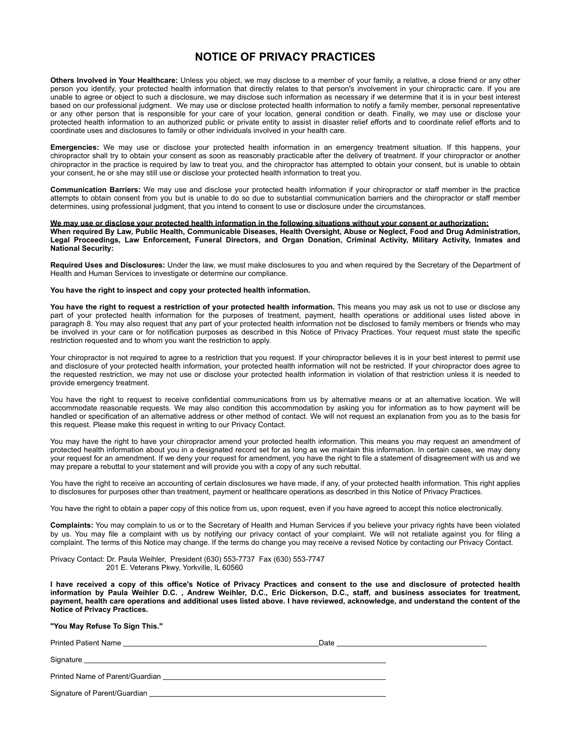# NOTICE OF PRIVACY PRACTICES

**Others Involved in Your Healthcare:** Unless you object, we may disclose to a member of your family, a relative, a close friend or any other person you identify, your protected health information that directly relates to that person's involvement in your chiropractic care. If you are unable to agree or object to such a disclosure, we may disclose such information as necessary if we determine that it is in your best interest based on our professional judgment. We may use or disclose protected health information to notify a family member, personal representative or any other person that is responsible for your care of your location, general condition or death. Finally, we may use or disclose your protected health information to an authorized public or private entity to assist in disaster relief efforts and to coordinate relief efforts and to coordinate uses and disclosures to family or other individuals involved in your health care.

**Emergencies:** We may use or disclose your protected health information in an emergency treatment situation. If this happens, your chiropractor shall try to obtain your consent as soon as reasonably practicable after the delivery of treatment. If your chiropractor or another chiropractor in the practice is required by law to treat you, and the chiropractor has attempted to obtain your consent, but is unable to obtain your consent, he or she may still use or disclose your protected health information to treat you.

**Communication Barriers:** We may use and disclose your protected health information if your chiropractor or staff member in the practice attempts to obtain consent from you but is unable to do so due to substantial communication barriers and the chiropractor or staff member determines, using professional judgment, that you intend to consent to use or disclosure under the circumstances.

**<u>We may use or disclose your protected health information in the following situations without your consent or authorization:</u>**
**When required By Law, Public Health, Communicable Diseases, Health Oversight, Abuse or Neglect, Food and Drug Administration, Legal Proceedings, Law Enforcement, Funeral Directors, and Organ Donation, Criminal Activity, Military Activity, Inmates and National Security:**

**Required Uses and Disclosures:** Under the law, we must make disclosures to you and when required by the Secretary of the Department of Health and Human Services to investigate or determine our compliance.

**You have the right to inspect and copy your protected health information.**

**You have the right to request a restriction of your protected health information.** This means you may ask us not to use or disclose any part of your protected health information for the purposes of treatment, payment, health operations or additional uses listed above in paragraph 8. You may also request that any part of your protected health information not be disclosed to family members or friends who may be involved in your care or for notification purposes as described in this Notice of Privacy Practices. Your request must state the specific restriction requested and to whom you want the restriction to apply.

Your chiropractor is not required to agree to a restriction that you request. If your chiropractor believes it is in your best interest to permit use and disclosure of your protected health information, your protected health information will not be restricted. If your chiropractor does agree to the requested restriction, we may not use or disclose your protected health information in violation of that restriction unless it is needed to provide emergency treatment.

You have the right to request to receive confidential communications from us by alternative means or at an alternative location. We will accommodate reasonable requests. We may also condition this accommodation by asking you for information as to how payment will be handled or specification of an alternative address or other method of contact. We will not request an explanation from you as to the basis for this request. Please make this request in writing to our Privacy Contact.

You may have the right to have your chiropractor amend your protected health information. This means you may request an amendment of protected health information about you in a designated record set for as long as we maintain this information. In certain cases, we may deny your request for an amendment. If we deny your request for amendment, you have the right to file a statement of disagreement with us and we may prepare a rebuttal to your statement and will provide you with a copy of any such rebuttal.

You have the right to receive an accounting of certain disclosures we have made, if any, of your protected health information. This right applies to disclosures for purposes other than treatment, payment or healthcare operations as described in this Notice of Privacy Practices.

You have the right to obtain a paper copy of this notice from us, upon request, even if you have agreed to accept this notice electronically.

**Complaints:** You may complain to us or to the Secretary of Health and Human Services if you believe your privacy rights have been violated by us. You may file a complaint with us by notifying our privacy contact of your complaint. We will not retaliate against you for filing a complaint. The terms of this Notice may change. If the terms do change you may receive a revised Notice by contacting our Privacy Contact.

Privacy Contact: Dr. Paula Weihler, President (630) 553-7737 Fax (630) 553-7747
201 E. Veterans Pkwy, Yorkville, IL 60560

**I have received a copy of this office's Notice of Privacy Practices and consent to the use and disclosure of protected health information by Paula Weihler D.C. , Andrew Weihler, D.C., Eric Dickerson, D.C., staff, and business associates for treatment, payment, health care operations and additional uses listed above. I have reviewed, acknowledge, and understand the content of the Notice of Privacy Practices.**

**"You May Refuse To Sign This."**

Printed Patient Name ________________________________ Date ________________________

Signature ________________________________________

Printed Name of Parent/Guardian ________________________________

Signature of Parent/Guardian ________________________________